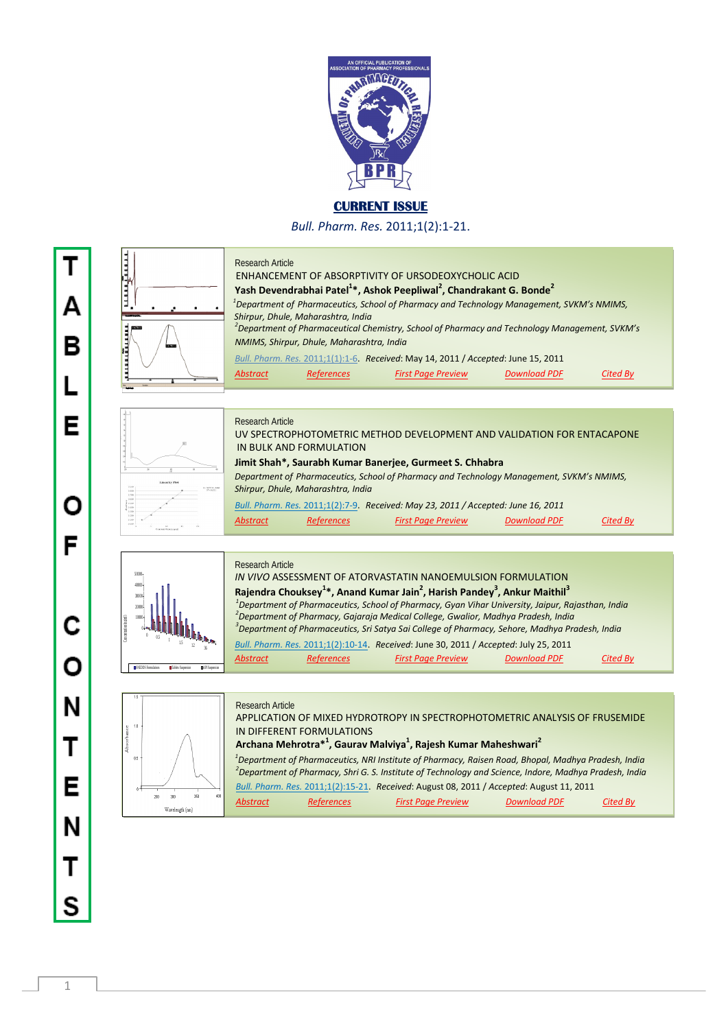AN OFFICIAL PUBLICATION OF ASSOCIATION OF PHARMACY PROFESSIONALS

# CURRENT ISSUE

*Bull. Pharm. Res.* 2011;1(2):1-21.

## TABLE OF CONTENTS

Research Article

**ENHANCEMENT OF ABSORPTIVITY OF URSODEOXYCHOLIC ACID**

**Yash Devendrabhai Patel[1]*, Ashok Peepliwal[2], Chandrakant G. Bonde[2]**

*[1]Department of Pharmaceutics, School of Pharmacy and Technology Management, SVKM's NMIMS, Shirpur, Dhule, Maharashtra, India*

*[2]Department of Pharmaceutical Chemistry, School of Pharmacy and Technology Management, SVKM's NMIMS, Shirpur, Dhule, Maharashtra, India*

*Bull. Pharm. Res.* 2011;1(1):1-6. *Received*: May 14, 2011 / *Accepted*: June 15, 2011

*Abstract* | *References* | *First Page Preview* | *Download PDF* | *Cited By*

---

Research Article

**UV SPECTROPHOTOMETRIC METHOD DEVELOPMENT AND VALIDATION FOR ENTACAPONE IN BULK AND FORMULATION**

**Jimit Shah*, Saurabh Kumar Banerjee, Gurmeet S. Chhabra**

*Department of Pharmaceutics, School of Pharmacy and Technology Management, SVKM's NMIMS, Shirpur, Dhule, Maharashtra, India*

*Bull. Pharm. Res.* 2011;1(2):7-9. *Received*: May 23, 2011 / *Accepted*: June 16, 2011

*Abstract* | *References* | *First Page Preview* | *Download PDF* | *Cited By*

---

Research Article

***IN VIVO* ASSESSMENT OF ATORVASTATIN NANOEMULSION FORMULATION**

**Rajendra Chouksey[1]*, Anand Kumar Jain[2], Harish Pandey[3], Ankur Maithil[3]**

*[1]Department of Pharmaceutics, School of Pharmacy, Gyan Vihar University, Jaipur, Rajasthan, India*

*[2]Department of Pharmacy, Gajaraja Medical College, Gwalior, Madhya Pradesh, India*

*[3]Department of Pharmaceutics, Sri Satya Sai College of Pharmacy, Sehore, Madhya Pradesh, India*

*Bull. Pharm. Res.* 2011;1(2):10-14. *Received*: June 30, 2011 / *Accepted*: July 25, 2011

*Abstract* | *References* | *First Page Preview* | *Download PDF* | *Cited By*

---

Research Article

**APPLICATION OF MIXED HYDROTROPY IN SPECTROPHOTOMETRIC ANALYSIS OF FRUSEMIDE IN DIFFERENT FORMULATIONS**

**Archana Mehrotra*[1], Gaurav Malviya[1], Rajesh Kumar Maheshwari[2]**

*[1]Department of Pharmaceutics, NRI Institute of Pharmacy, Raisen Road, Bhopal, Madhya Pradesh, India*

*[2]Department of Pharmacy, Shri G. S. Institute of Technology and Science, Indore, Madhya Pradesh, India*

*Bull. Pharm. Res.* 2011;1(2):15-21. *Received*: August 08, 2011 / *Accepted*: August 11, 2011

*Abstract* | *References* | *First Page Preview* | *Download PDF* | *Cited By*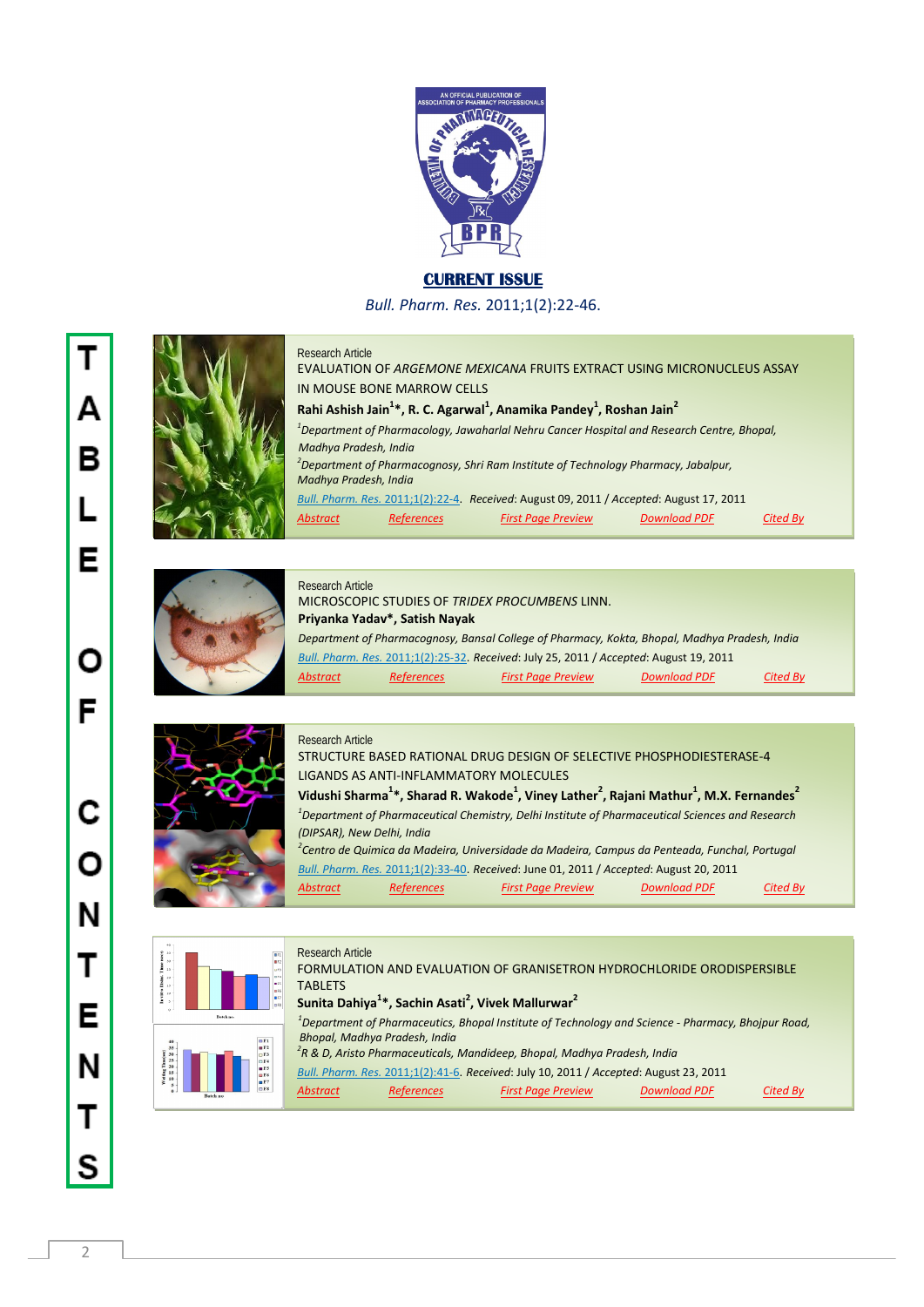**CURRENT ISSUE**

*Bull. Pharm. Res.* 2011;1(2):22-46.

# TABLE OF CONTENTS

Research Article

EVALUATION OF *ARGEMONE MEXICANA* FRUITS EXTRACT USING MICRONUCLEUS ASSAY IN MOUSE BONE MARROW CELLS

**Rahi Ashish Jain[1]*, R. C. Agarwal[1], Anamika Pandey[1], Roshan Jain[2]**

[1]*Department of Pharmacology, Jawaharlal Nehru Cancer Hospital and Research Centre, Bhopal, Madhya Pradesh, India*

[2]*Department of Pharmacognosy, Shri Ram Institute of Technology Pharmacy, Jabalpur, Madhya Pradesh, India*

*Bull. Pharm. Res.* 2011;1(2):22-4. *Received*: August 09, 2011 / *Accepted*: August 17, 2011

Abstract | References | First Page Preview | Download PDF | Cited By

Research Article

MICROSCOPIC STUDIES OF *TRIDEX PROCUMBENS* LINN.

**Priyanka Yadav*, Satish Nayak**

*Department of Pharmacognosy, Bansal College of Pharmacy, Kokta, Bhopal, Madhya Pradesh, India*

*Bull. Pharm. Res.* 2011;1(2):25-32. *Received*: July 25, 2011 / *Accepted*: August 19, 2011

Abstract | References | First Page Preview | Download PDF | Cited By

Research Article

STRUCTURE BASED RATIONAL DRUG DESIGN OF SELECTIVE PHOSPHODIESTERASE-4 LIGANDS AS ANTI-INFLAMMATORY MOLECULES

**Vidushi Sharma[1]*, Sharad R. Wakode[1], Viney Lather[2], Rajani Mathur[1], M.X. Fernandes[2]**

[1]*Department of Pharmaceutical Chemistry, Delhi Institute of Pharmaceutical Sciences and Research (DIPSAR), New Delhi, India*

[2]*Centro de Quimica da Madeira, Universidade da Madeira, Campus da Penteada, Funchal, Portugal*

*Bull. Pharm. Res.* 2011;1(2):33-40. *Received*: June 01, 2011 / *Accepted*: August 20, 2011

Abstract | References | First Page Preview | Download PDF | Cited By

Research Article

FORMULATION AND EVALUATION OF GRANISETRON HYDROCHLORIDE ORODISPERSIBLE TABLETS

**Sunita Dahiya[1]*, Sachin Asati[2], Vivek Mallurwar[2]**

[1]*Department of Pharmaceutics, Bhopal Institute of Technology and Science - Pharmacy, Bhojpur Road, Bhopal, Madhya Pradesh, India*

[2]*R & D, Aristo Pharmaceuticals, Mandideep, Bhopal, Madhya Pradesh, India*

*Bull. Pharm. Res.* 2011;1(2):41-6. *Received*: July 10, 2011 / *Accepted*: August 23, 2011

Abstract | References | First Page Preview | Download PDF | Cited By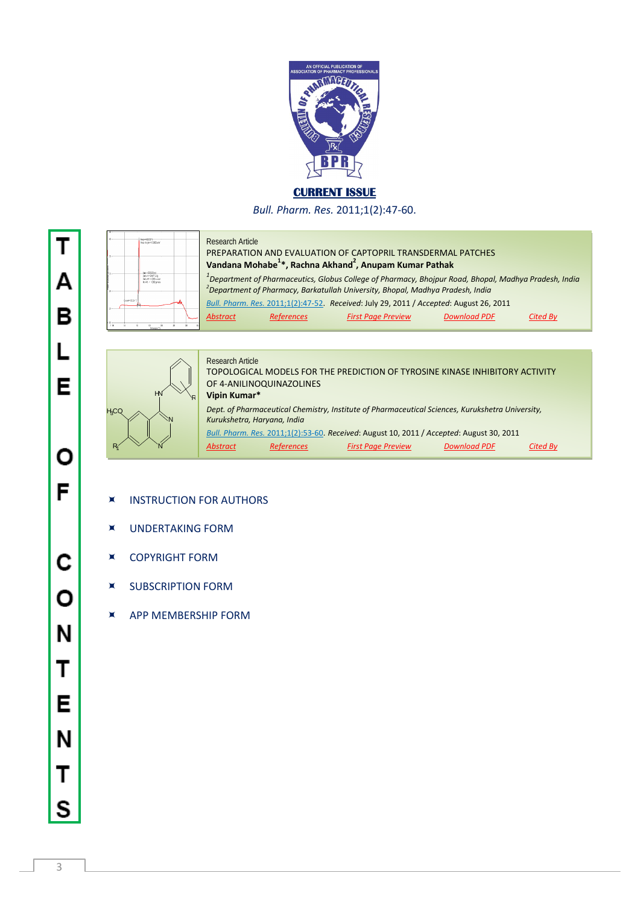CURRENT ISSUE

*Bull. Pharm. Res.* 2011;1(2):47-60.

# TABLE OF CONTENTS

Research Article

PREPARATION AND EVALUATION OF CAPTOPRIL TRANSDERMAL PATCHES

**Vandana Mohabe[1]*, Rachna Akhand[2], Anupam Kumar Pathak**

*[1]Department of Pharmaceutics, Globus College of Pharmacy, Bhojpur Road, Bhopal, Madhya Pradesh, India*
*[2]Department of Pharmacy, Barkatullah University, Bhopal, Madhya Pradesh, India*

*Bull. Pharm. Res.* 2011;1(2):47-52. *Received*: July 29, 2011 / *Accepted*: August 26, 2011

*Abstract* | *References* | *First Page Preview* | *Download PDF* | *Cited By*

Research Article

TOPOLOGICAL MODELS FOR THE PREDICTION OF TYROSINE KINASE INHIBITORY ACTIVITY OF 4-ANILINOQUINAZOLINES

**Vipin Kumar***

*Dept. of Pharmaceutical Chemistry, Institute of Pharmaceutical Sciences, Kurukshetra University, Kurukshetra, Haryana, India*

*Bull. Pharm. Res.* 2011;1(2):53-60. *Received*: August 10, 2011 / *Accepted*: August 30, 2011

*Abstract* | *References* | *First Page Preview* | *Download PDF* | *Cited By*

- INSTRUCTION FOR AUTHORS
- UNDERTAKING FORM
- COPYRIGHT FORM
- SUBSCRIPTION FORM
- APP MEMBERSHIP FORM